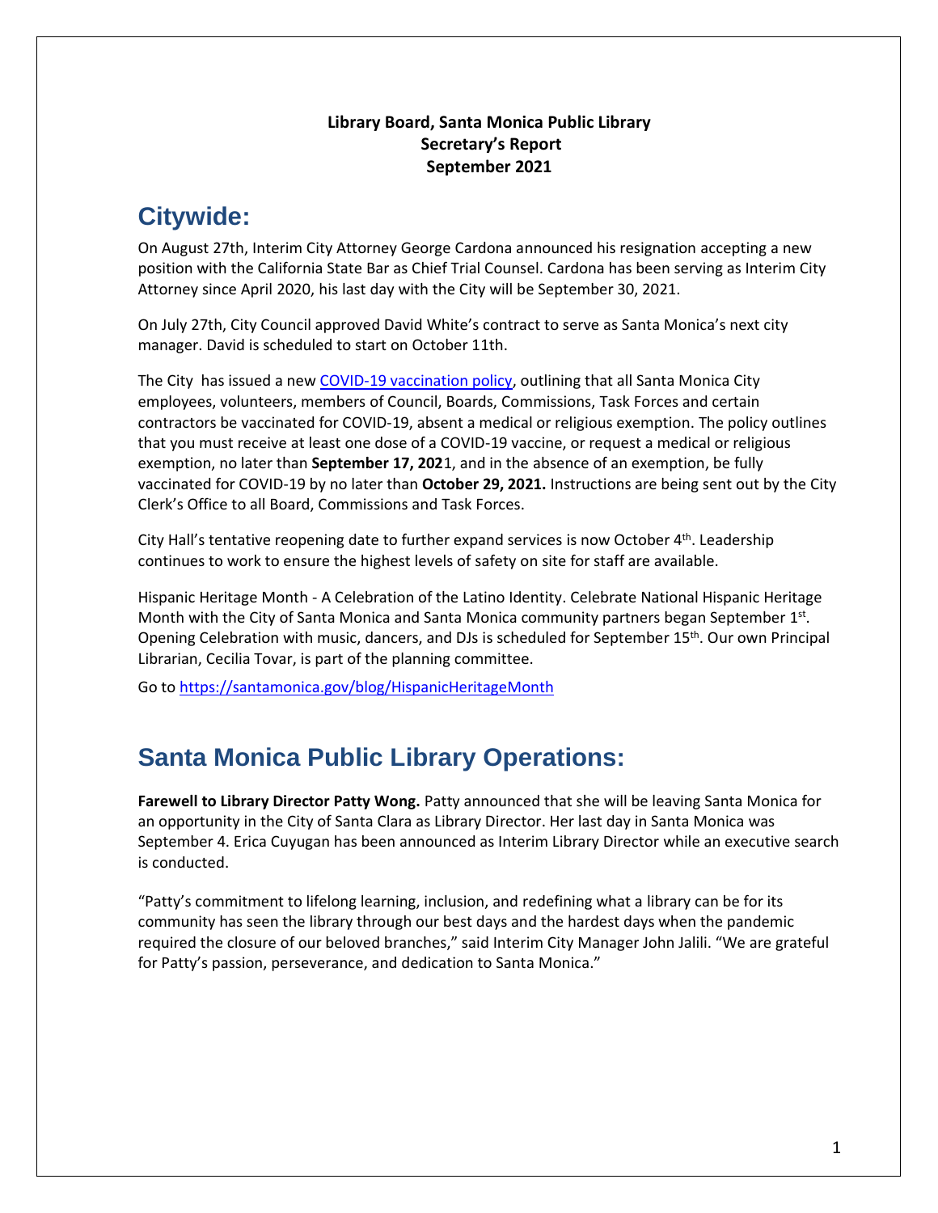**Library Board, Santa Monica Public Library**
**Secretary's Report**
**September 2021**

# Citywide:

On August 27th, Interim City Attorney George Cardona announced his resignation accepting a new position with the California State Bar as Chief Trial Counsel. Cardona has been serving as Interim City Attorney since April 2020, his last day with the City will be September 30, 2021.

On July 27th, City Council approved David White's contract to serve as Santa Monica's next city manager. David is scheduled to start on October 11th.

The City has issued a new [COVID-19 vaccination policy](), outlining that all Santa Monica City employees, volunteers, members of Council, Boards, Commissions, Task Forces and certain contractors be vaccinated for COVID-19, absent a medical or religious exemption. The policy outlines that you must receive at least one dose of a COVID-19 vaccine, or request a medical or religious exemption, no later than **September 17, 202**1, and in the absence of an exemption, be fully vaccinated for COVID-19 by no later than **October 29, 2021.** Instructions are being sent out by the City Clerk's Office to all Board, Commissions and Task Forces.

City Hall's tentative reopening date to further expand services is now October 4th. Leadership continues to work to ensure the highest levels of safety on site for staff are available.

Hispanic Heritage Month - A Celebration of the Latino Identity. Celebrate National Hispanic Heritage Month with the City of Santa Monica and Santa Monica community partners began September 1st. Opening Celebration with music, dancers, and DJs is scheduled for September 15th. Our own Principal Librarian, Cecilia Tovar, is part of the planning committee.

Go to https://santamonica.gov/blog/HispanicHeritageMonth

# Santa Monica Public Library Operations:

**Farewell to Library Director Patty Wong.** Patty announced that she will be leaving Santa Monica for an opportunity in the City of Santa Clara as Library Director. Her last day in Santa Monica was September 4. Erica Cuyugan has been announced as Interim Library Director while an executive search is conducted.

"Patty's commitment to lifelong learning, inclusion, and redefining what a library can be for its community has seen the library through our best days and the hardest days when the pandemic required the closure of our beloved branches," said Interim City Manager John Jalili. "We are grateful for Patty's passion, perseverance, and dedication to Santa Monica."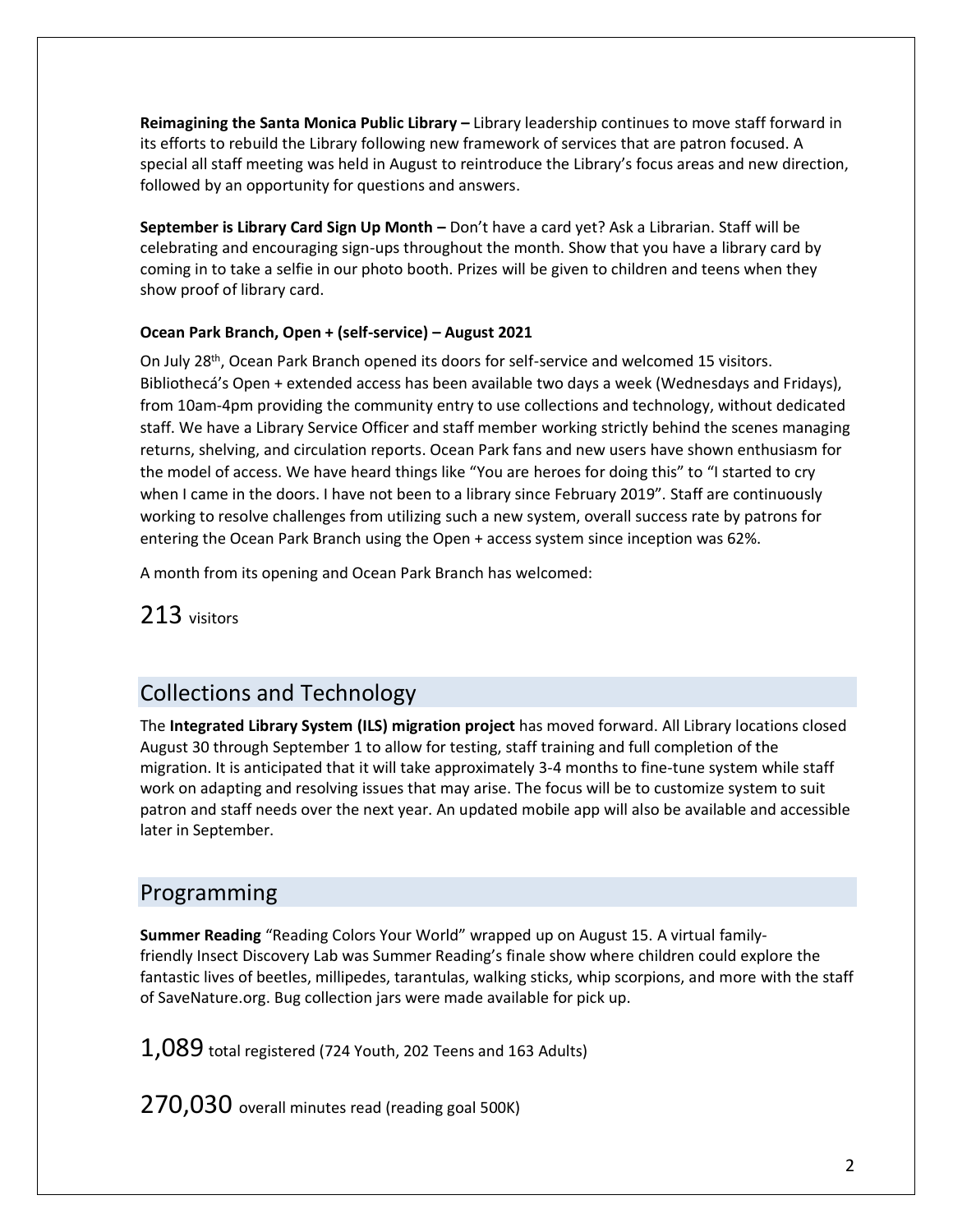**Reimagining the Santa Monica Public Library –** Library leadership continues to move staff forward in its efforts to rebuild the Library following new framework of services that are patron focused. A special all staff meeting was held in August to reintroduce the Library's focus areas and new direction, followed by an opportunity for questions and answers.

**September is Library Card Sign Up Month –** Don't have a card yet? Ask a Librarian. Staff will be celebrating and encouraging sign-ups throughout the month. Show that you have a library card by coming in to take a selfie in our photo booth. Prizes will be given to children and teens when they show proof of library card.

**Ocean Park Branch, Open + (self-service) – August 2021**

On July 28th, Ocean Park Branch opened its doors for self-service and welcomed 15 visitors. Bibliothecá's Open + extended access has been available two days a week (Wednesdays and Fridays), from 10am-4pm providing the community entry to use collections and technology, without dedicated staff. We have a Library Service Officer and staff member working strictly behind the scenes managing returns, shelving, and circulation reports. Ocean Park fans and new users have shown enthusiasm for the model of access. We have heard things like "You are heroes for doing this" to "I started to cry when I came in the doors. I have not been to a library since February 2019". Staff are continuously working to resolve challenges from utilizing such a new system, overall success rate by patrons for entering the Ocean Park Branch using the Open + access system since inception was 62%.

A month from its opening and Ocean Park Branch has welcomed:

213 visitors

## Collections and Technology

The **Integrated Library System (ILS) migration project** has moved forward. All Library locations closed August 30 through September 1 to allow for testing, staff training and full completion of the migration. It is anticipated that it will take approximately 3-4 months to fine-tune system while staff work on adapting and resolving issues that may arise. The focus will be to customize system to suit patron and staff needs over the next year. An updated mobile app will also be available and accessible later in September.

## Programming

**Summer Reading** "Reading Colors Your World" wrapped up on August 15. A virtual family-friendly Insect Discovery Lab was Summer Reading's finale show where children could explore the fantastic lives of beetles, millipedes, tarantulas, walking sticks, whip scorpions, and more with the staff of SaveNature.org. Bug collection jars were made available for pick up.

1,089 total registered (724 Youth, 202 Teens and 163 Adults)

270,030 overall minutes read (reading goal 500K)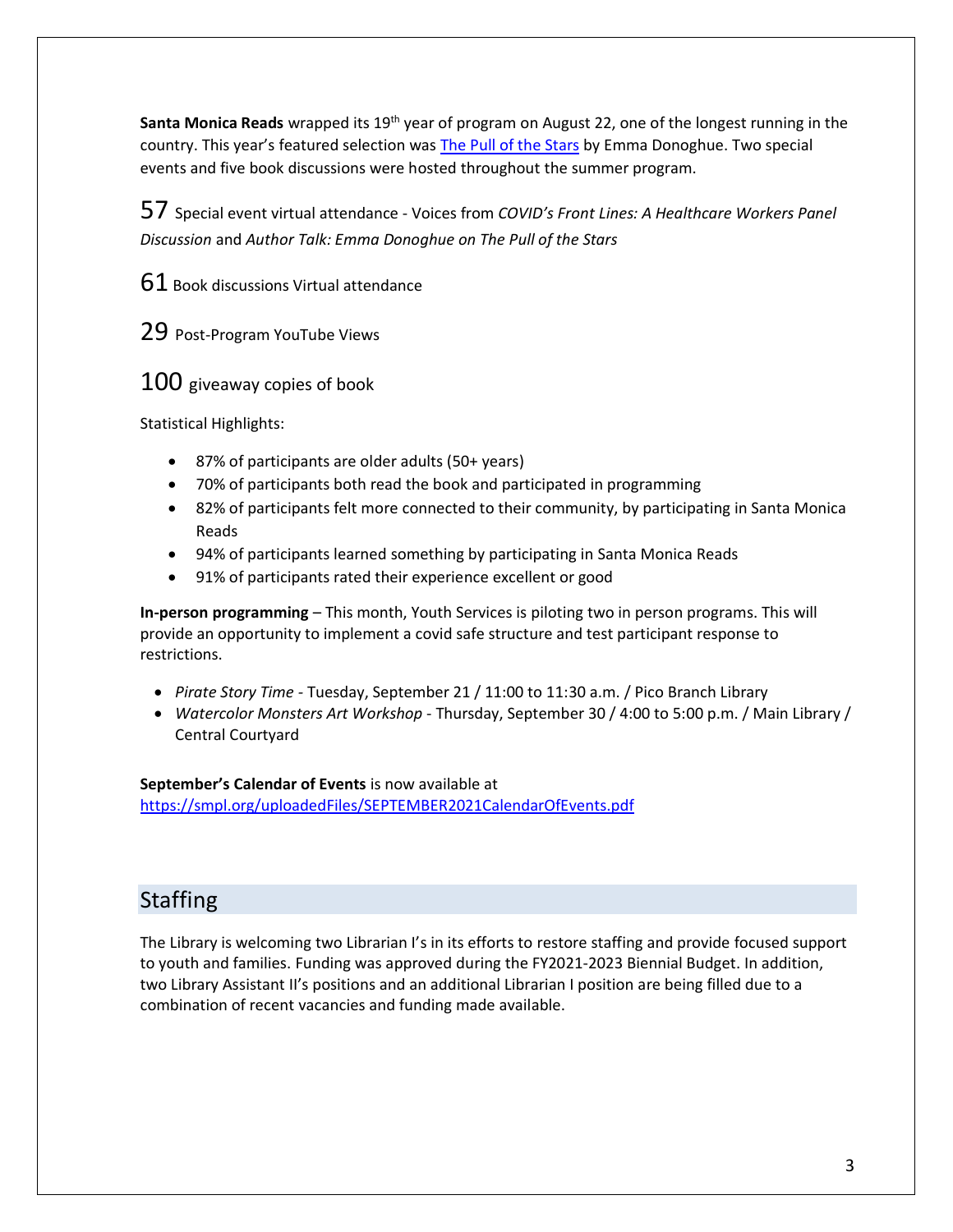**Santa Monica Reads** wrapped its 19th year of program on August 22, one of the longest running in the country. This year's featured selection was [The Pull of the Stars]() by Emma Donoghue. Two special events and five book discussions were hosted throughout the summer program.

57 Special event virtual attendance - Voices from *COVID's Front Lines: A Healthcare Workers Panel Discussion* and *Author Talk: Emma Donoghue on The Pull of the Stars*

61 Book discussions Virtual attendance

29 Post-Program YouTube Views

100 giveaway copies of book

Statistical Highlights:

- 87% of participants are older adults (50+ years)
- 70% of participants both read the book and participated in programming
- 82% of participants felt more connected to their community, by participating in Santa Monica Reads
- 94% of participants learned something by participating in Santa Monica Reads
- 91% of participants rated their experience excellent or good

**In-person programming** – This month, Youth Services is piloting two in person programs. This will provide an opportunity to implement a covid safe structure and test participant response to restrictions.

- *Pirate Story Time* - Tuesday, September 21 / 11:00 to 11:30 a.m. / Pico Branch Library
- *Watercolor Monsters Art Workshop* - Thursday, September 30 / 4:00 to 5:00 p.m. / Main Library / Central Courtyard

**September's Calendar of Events** is now available at
https://smpl.org/uploadedFiles/SEPTEMBER2021CalendarOfEvents.pdf

## Staffing

The Library is welcoming two Librarian I's in its efforts to restore staffing and provide focused support to youth and families. Funding was approved during the FY2021-2023 Biennial Budget. In addition, two Library Assistant II's positions and an additional Librarian I position are being filled due to a combination of recent vacancies and funding made available.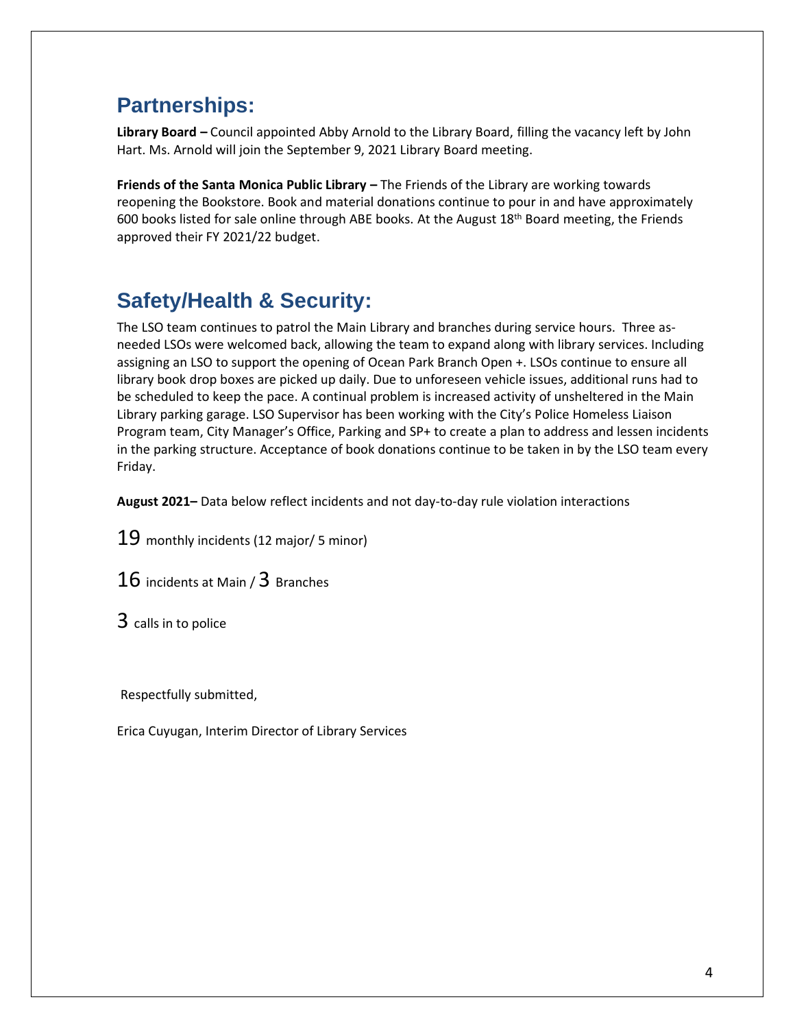## Partnerships:

**Library Board –** Council appointed Abby Arnold to the Library Board, filling the vacancy left by John Hart. Ms. Arnold will join the September 9, 2021 Library Board meeting.

**Friends of the Santa Monica Public Library –** The Friends of the Library are working towards reopening the Bookstore. Book and material donations continue to pour in and have approximately 600 books listed for sale online through ABE books. At the August 18th Board meeting, the Friends approved their FY 2021/22 budget.

## Safety/Health & Security:

The LSO team continues to patrol the Main Library and branches during service hours. Three as-needed LSOs were welcomed back, allowing the team to expand along with library services. Including assigning an LSO to support the opening of Ocean Park Branch Open +. LSOs continue to ensure all library book drop boxes are picked up daily. Due to unforeseen vehicle issues, additional runs had to be scheduled to keep the pace. A continual problem is increased activity of unsheltered in the Main Library parking garage. LSO Supervisor has been working with the City's Police Homeless Liaison Program team, City Manager's Office, Parking and SP+ to create a plan to address and lessen incidents in the parking structure. Acceptance of book donations continue to be taken in by the LSO team every Friday.

**August 2021–** Data below reflect incidents and not day-to-day rule violation interactions

19 monthly incidents (12 major/ 5 minor)

16 incidents at Main / 3 Branches

3 calls in to police

Respectfully submitted,

Erica Cuyugan, Interim Director of Library Services